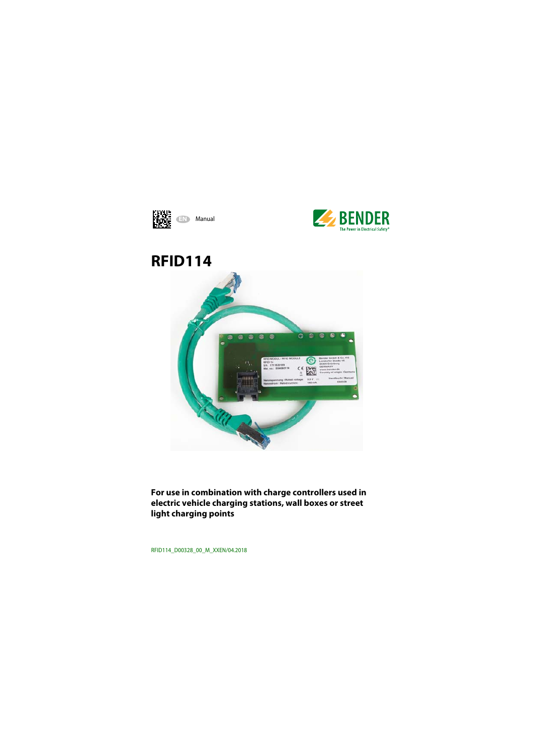EN Manual

BENDER
The Power in Electrical Safety®

# RFID114

**For use in combination with charge controllers used in electric vehicle charging stations, wall boxes or street light charging points**

RFID114_D00328_00_M_XXEN/04.2018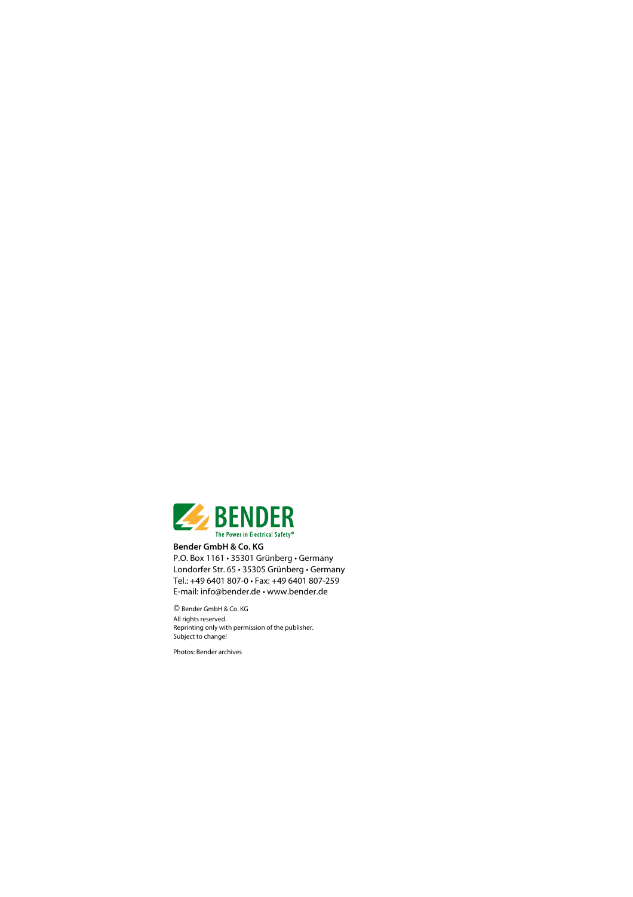BENDER

The Power in Electrical Safety®

**Bender GmbH & Co. KG**
P.O. Box 1161 • 35301 Grünberg • Germany
Londorfer Str. 65 • 35305 Grünberg • Germany
Tel.: +49 6401 807-0 • Fax: +49 6401 807-259
E-mail: info@bender.de • www.bender.de

© Bender GmbH & Co. KG
All rights reserved.
Reprinting only with permission of the publisher.
Subject to change!

Photos: Bender archives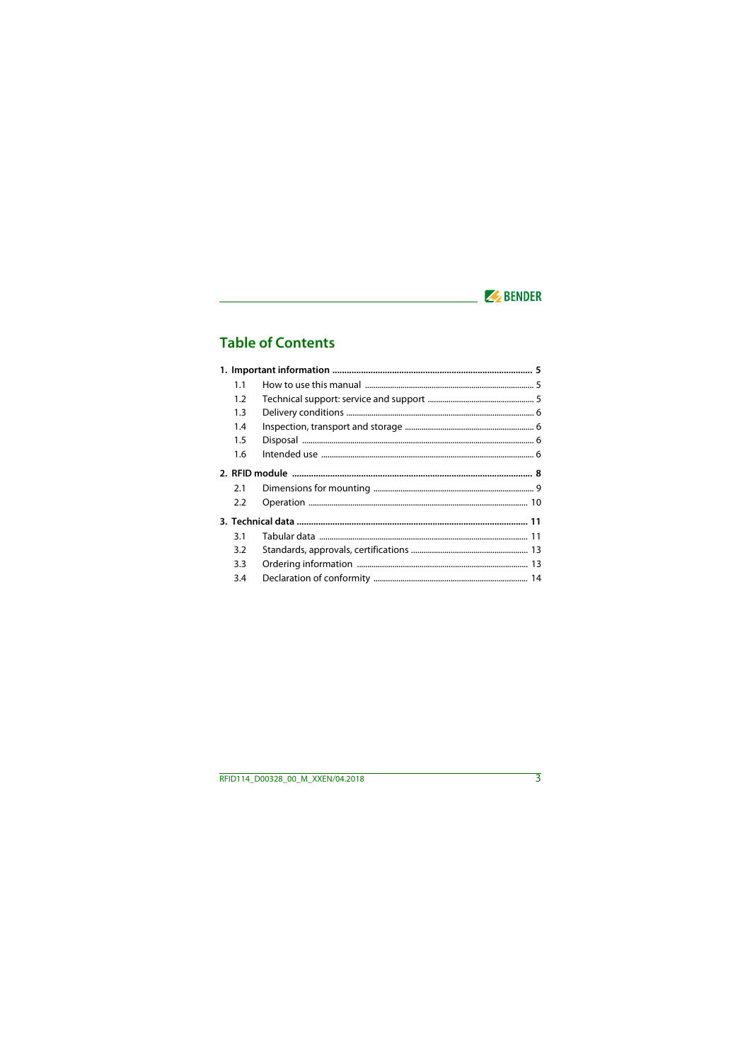# Table of Contents

**1. Important information .................................................................................. 5**

- 1.1 How to use this manual ............................................................................... 5
- 1.2 Technical support: service and support ................................................. 5
- 1.3 Delivery conditions ....................................................................................... 6
- 1.4 Inspection, transport and storage ............................................................ 6
- 1.5 Disposal .......................................................................................................... 6
- 1.6 Intended use .................................................................................................. 6

**2. RFID module ................................................................................................... 8**

- 2.1 Dimensions for mounting ........................................................................... 9
- 2.2 Operation ....................................................................................................... 10

**3. Technical data ................................................................................................ 11**

- 3.1 Tabular data ................................................................................................... 11
- 3.2 Standards, approvals, certifications ....................................................... 13
- 3.3 Ordering information ................................................................................. 13
- 3.4 Declaration of conformity ......................................................................... 14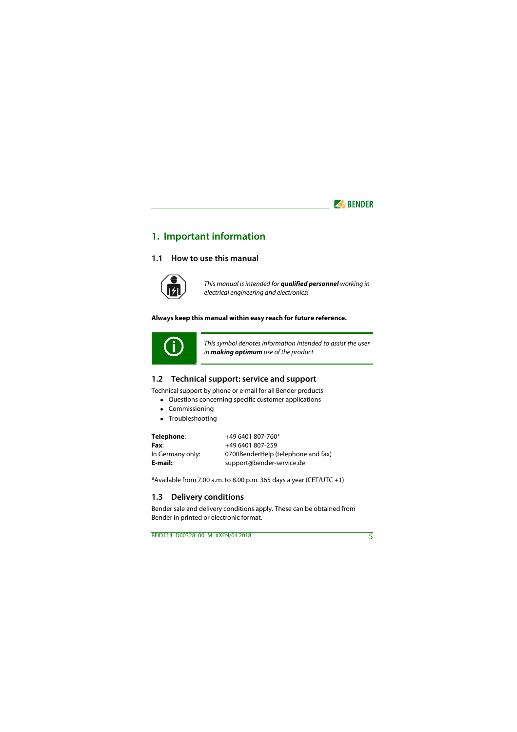# 1. Important information

## 1.1 How to use this manual

*This manual is intended for **qualified personnel** working in electrical engineering and electronics!*

**Always keep this manual within easy reach for future reference.**

*This symbol denotes information intended to assist the user in **making optimum** use of the product.*

## 1.2 Technical support: service and support

Technical support by phone or e-mail for all Bender products

- Questions concerning specific customer applications
- Commissioning
- Troubleshooting

| | |
|---|---|
| **Telephone**: | +49 6401 807-760* |
| **Fax**: | +49 6401 807-259 |
| In Germany only: | 0700BenderHelp (telephone and fax) |
| **E-mail:** | support@bender-service.de |

*Available from 7.00 a.m. to 8.00 p.m. 365 days a year (CET/UTC +1)

## 1.3 Delivery conditions

Bender sale and delivery conditions apply. These can be obtained from Bender in printed or electronic format.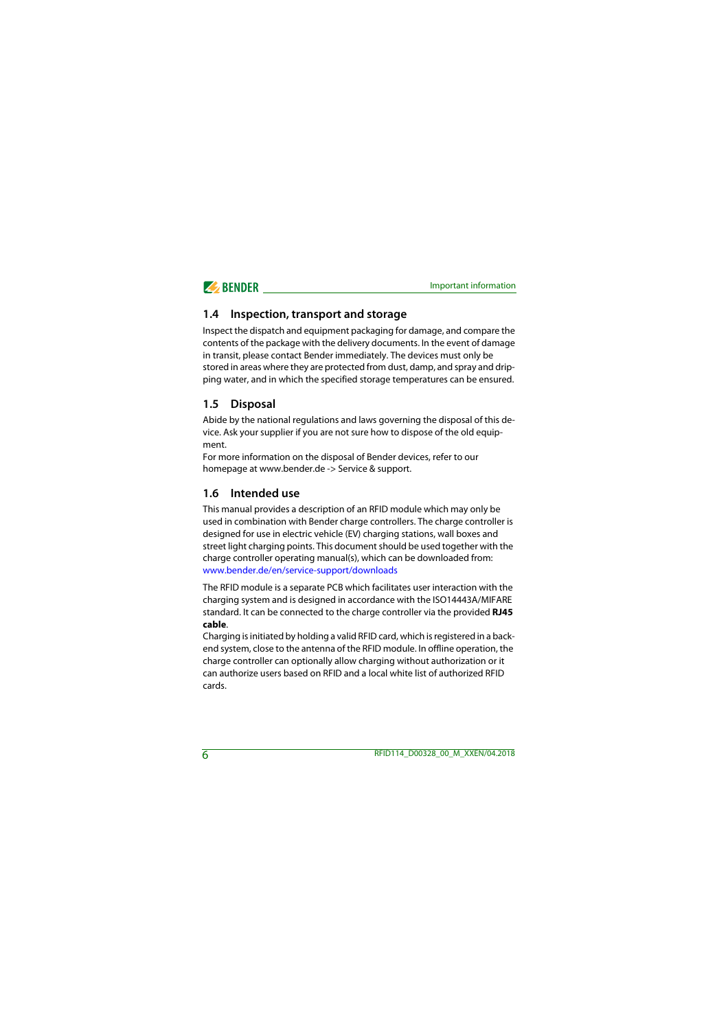## 1.4 Inspection, transport and storage

Inspect the dispatch and equipment packaging for damage, and compare the contents of the package with the delivery documents. In the event of damage in transit, please contact Bender immediately. The devices must only be stored in areas where they are protected from dust, damp, and spray and dripping water, and in which the specified storage temperatures can be ensured.

## 1.5 Disposal

Abide by the national regulations and laws governing the disposal of this device. Ask your supplier if you are not sure how to dispose of the old equipment.
For more information on the disposal of Bender devices, refer to our homepage at www.bender.de -> Service & support.

## 1.6 Intended use

This manual provides a description of an RFID module which may only be used in combination with Bender charge controllers. The charge controller is designed for use in electric vehicle (EV) charging stations, wall boxes and street light charging points. This document should be used together with the charge controller operating manual(s), which can be downloaded from: www.bender.de/en/service-support/downloads

The RFID module is a separate PCB which facilitates user interaction with the charging system and is designed in accordance with the ISO14443A/MIFARE standard. It can be connected to the charge controller via the provided **RJ45 cable**.
Charging is initiated by holding a valid RFID card, which is registered in a back-end system, close to the antenna of the RFID module. In offline operation, the charge controller can optionally allow charging without authorization or it can authorize users based on RFID and a local white list of authorized RFID cards.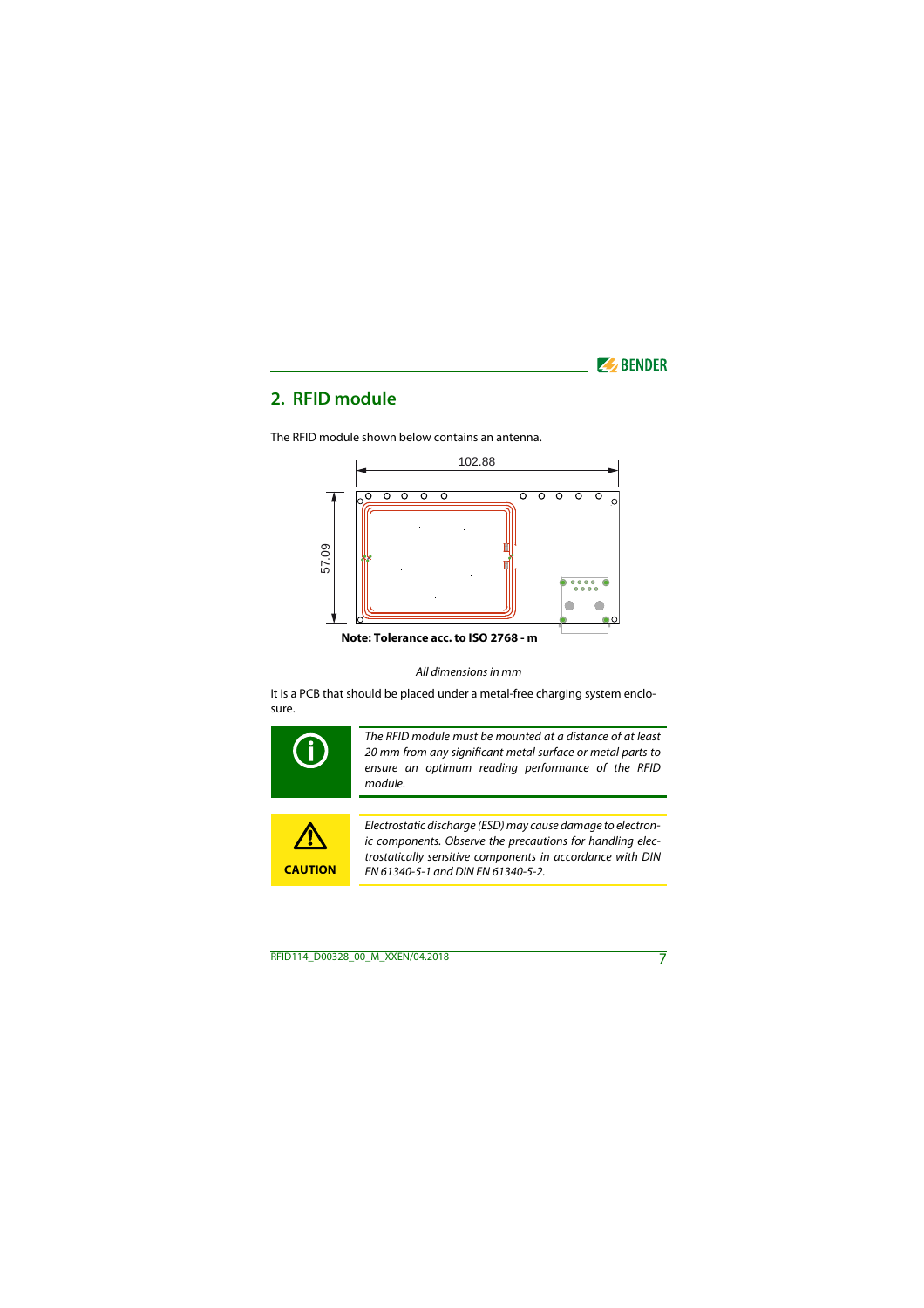## 2. RFID module

The RFID module shown below contains an antenna.

102.88

57.09

**Note: Tolerance acc. to ISO 2768 - m**

*All dimensions in mm*

It is a PCB that should be placed under a metal-free charging system enclosure.

*The RFID module must be mounted at a distance of at least 20 mm from any significant metal surface or metal parts to ensure an optimum reading performance of the RFID module.*

**CAUTION**

*Electrostatic discharge (ESD) may cause damage to electronic components. Observe the precautions for handling electrostatically sensitive components in accordance with DIN EN 61340-5-1 and DIN EN 61340-5-2.*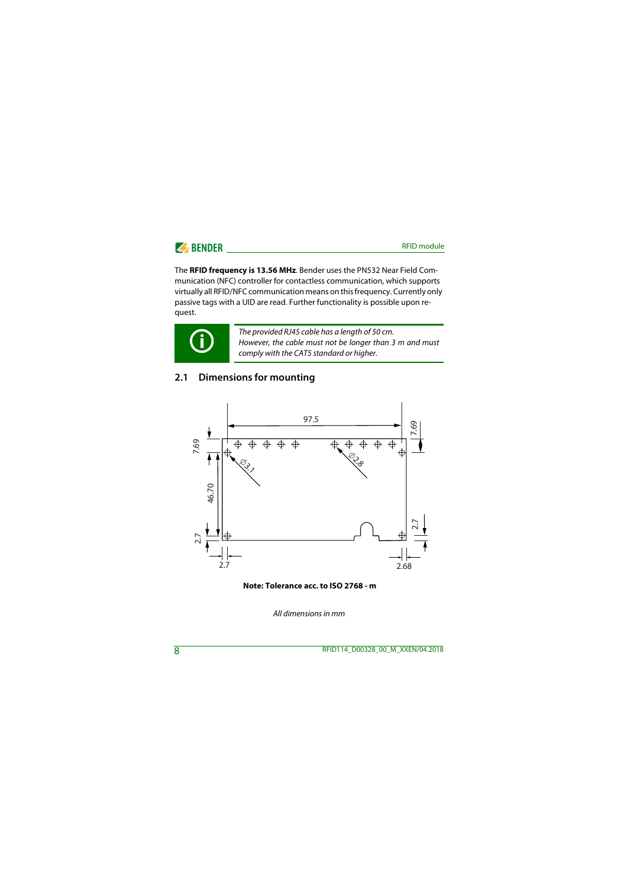The **RFID frequency is 13.56 MHz**. Bender uses the PN532 Near Field Communication (NFC) controller for contactless communication, which supports virtually all RFID/NFC communication means on this frequency. Currently only passive tags with a UID are read. Further functionality is possible upon request.

*The provided RJ45 cable has a length of 50 cm.*
*However, the cable must not be longer than 3 m and must comply with the CAT5 standard or higher.*

## 2.1 Dimensions for mounting

**Note: Tolerance acc. to ISO 2768 - m**

*All dimensions in mm*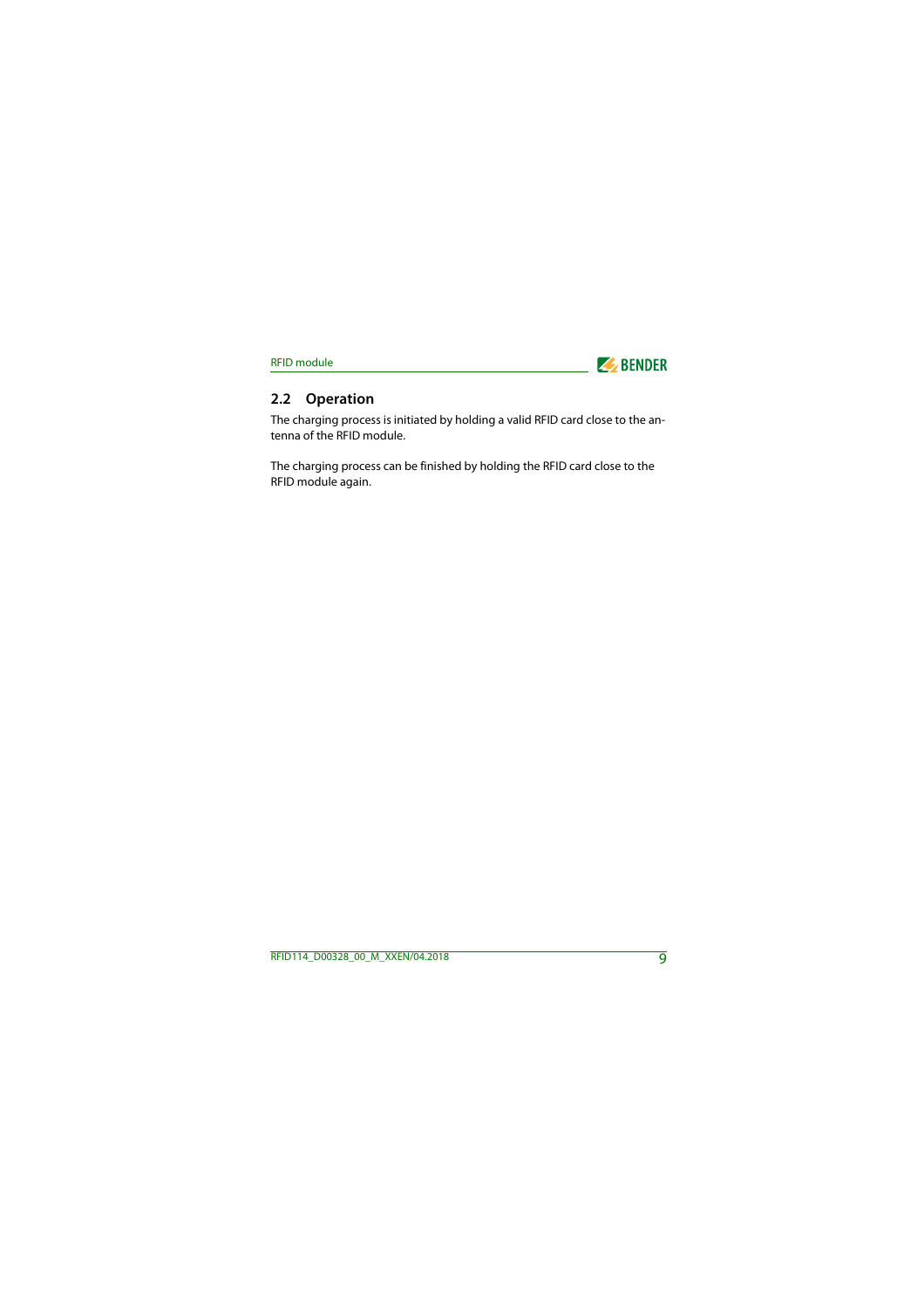## 2.2 Operation

The charging process is initiated by holding a valid RFID card close to the antenna of the RFID module.

The charging process can be finished by holding the RFID card close to the RFID module again.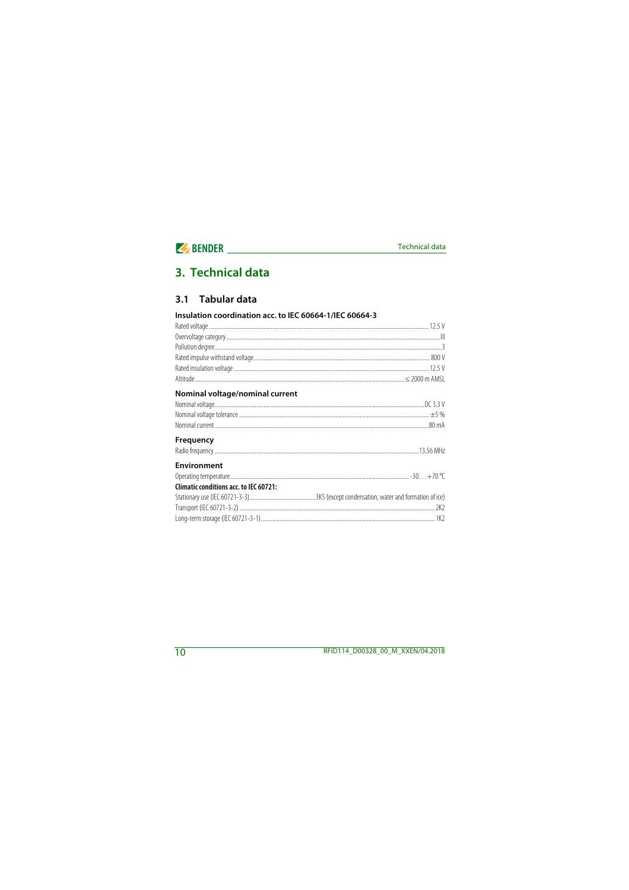# 3. Technical data

## 3.1 Tabular data

### Insulation coordination acc. to IEC 60664-1/IEC 60664-3

Rated voltage ........ 12.5 V
Overvoltage category ........ III
Pollution degree ........ 3
Rated impulse withstand voltage ........ 800 V
Rated insulation voltage ........ 12.5 V
Altitude ........ ≤ 2000 m AMSL

### Nominal voltage/nominal current

Nominal voltage ........ DC 3.3 V
Nominal voltage tolerance ........ ±5 %
Nominal current ........ 80 mA

### Frequency

Radio frequency ........ 13.56 MHz

### Environment

Operating temperature ........ -30 . . . +70 °C

**Climatic conditions acc. to IEC 60721:**

Stationary use (IEC 60721-3-3) ........ 3K5 (except condensation, water and formation of ice)
Transport (IEC 60721-3-2) ........ 2K2
Long-term storage (IEC 60721-3-1) ........ 1K2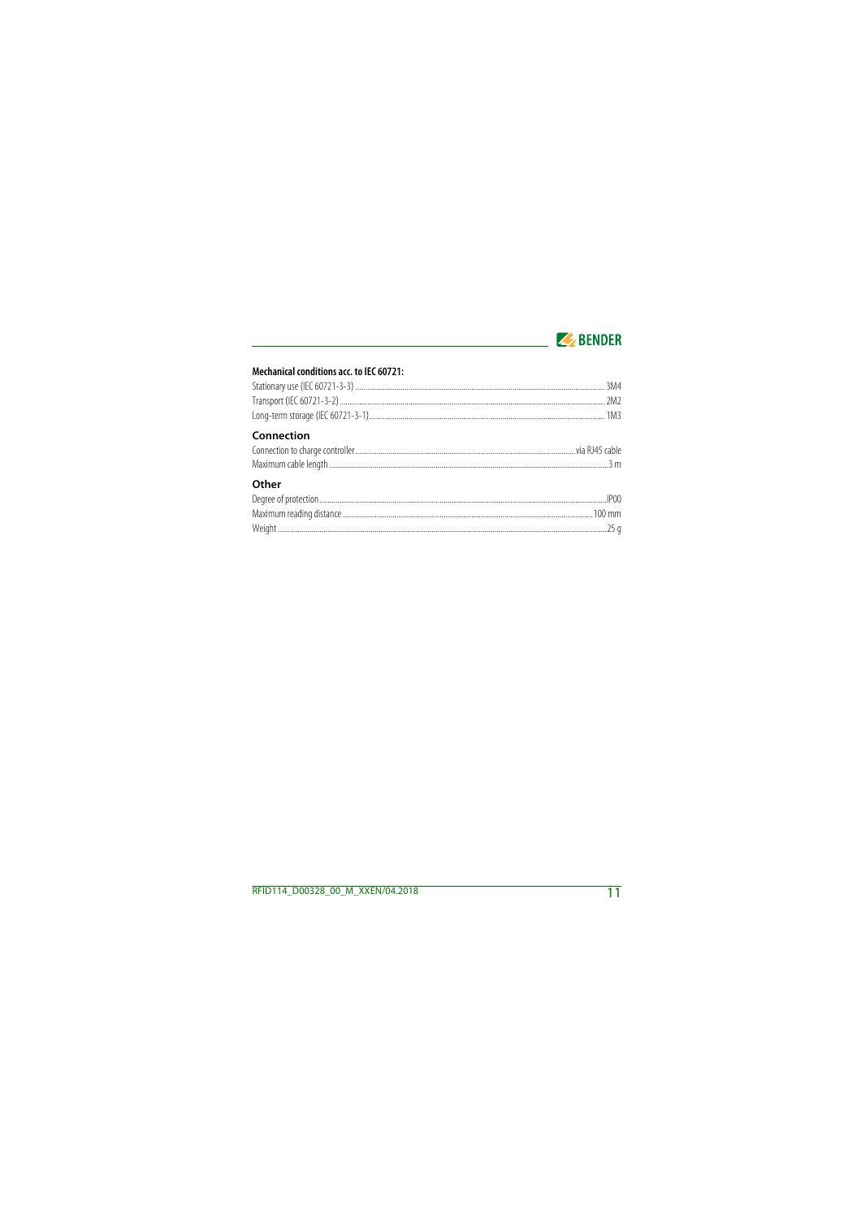**Mechanical conditions acc. to IEC 60721:**

Stationary use (IEC 60721-3-3) ........................................................ 3M4
Transport (IEC 60721-3-2) ........................................................ 2M2
Long-term storage (IEC 60721-3-1) ........................................................ 1M3

## Connection

Connection to charge controller ........................................................ via RJ45 cable
Maximum cable length ........................................................ 3 m

## Other

Degree of protection ........................................................ IP00
Maximum reading distance ........................................................ 100 mm
Weight ........................................................ 25 g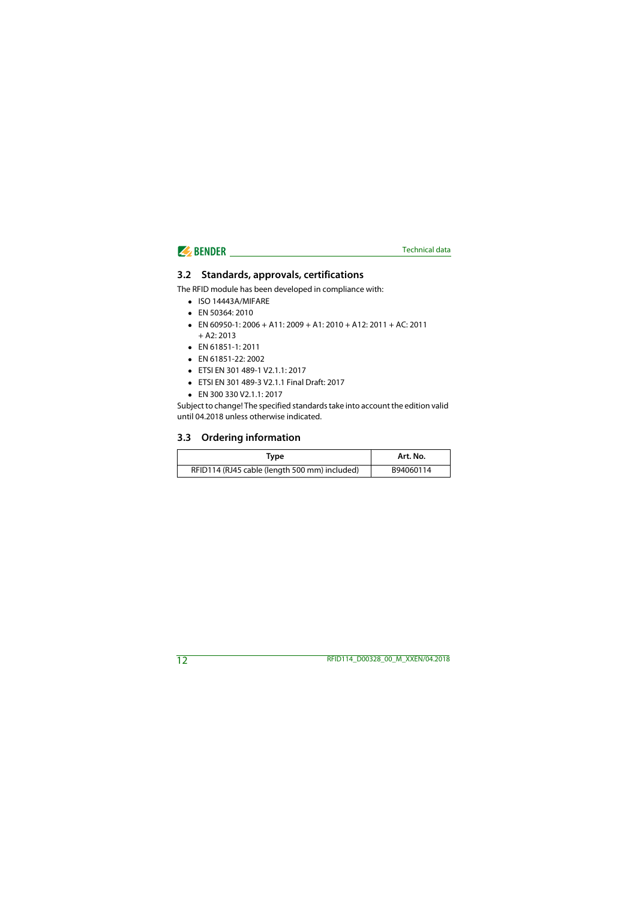## 3.2 Standards, approvals, certifications

The RFID module has been developed in compliance with:

- ISO 14443A/MIFARE
- EN 50364: 2010
- EN 60950-1: 2006 + A11: 2009 + A1: 2010 + A12: 2011 + AC: 2011 + A2: 2013
- EN 61851-1: 2011
- EN 61851-22: 2002
- ETSI EN 301 489-1 V2.1.1: 2017
- ETSI EN 301 489-3 V2.1.1 Final Draft: 2017
- EN 300 330 V2.1.1: 2017

Subject to change! The specified standards take into account the edition valid until 04.2018 unless otherwise indicated.

## 3.3 Ordering information

| Type | Art. No. |
|---|---|
| RFID114 (RJ45 cable (length 500 mm) included) | B94060114 |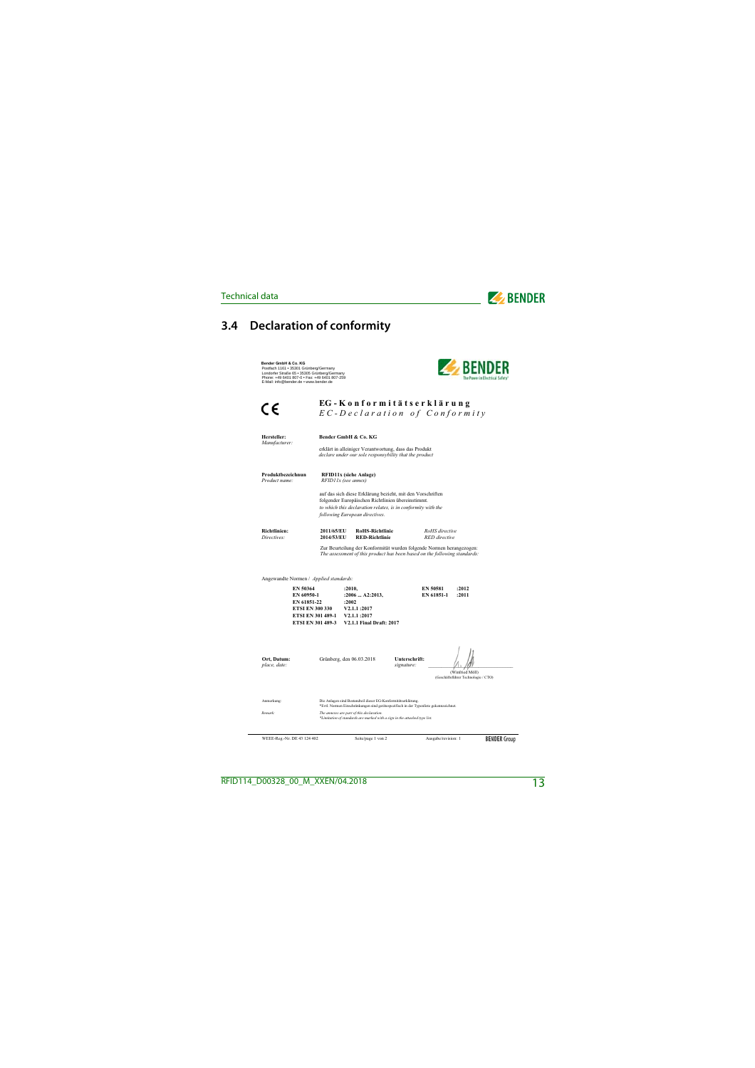## 3.4 Declaration of conformity

**Bender GmbH & Co. KG**
Postfach 1161 • 35301 Grünberg/Germany
Londorfer Straße 65 • 35305 Grünberg/Germany
Phone: +49 6401 807-0 • Fax: +49 6401 807-259
E-Mail: info@bender.de • www.bender.de

BENDER
The Power in Electrical Safety

CE

**EG-Konformitätserklärung**
*EC-Declaration of Conformity*

**Hersteller:** *Manufacturer:* **Bender GmbH & Co. KG**

erklärt in alleiniger Verantwortung, dass das Produkt
*declare under our sole responsibility that the product*

**Produktbezeichnun** *Product name:* **RFID11x (siehe Anlage)** *RFID11x (see annex)*

auf das sich diese Erklärung bezieht, mit den Vorschriften folgender Europäischen Richtlinien übereinstimmt.
*to which this declaration relates, is in conformity with the following European directives.*

**Richtlinien:** *Directives:*

| | | |
|---|---|---|
| **2011/65/EU** | **RoHS-Richtlinie** | *RoHS directive* |
| **2014/53/EU** | **RED-Richtlinie** | *RED directive* |

Zur Beurteilung der Konformität wurden folgende Normen herangezogen:
*The assessment of this product has been based on the following standards:*

Angewandte Normen / *Applied standards:*

| | | | |
|---|---|---|---|
| **EN 50364** | **:2010,** | **EN 50581** | **:2012** |
| **EN 60950-1** | **:2006 ... A2:2013,** | **EN 61851-1** | **:2011** |
| **EN 61851-22** | **:2002** | | |
| **ETSI EN 300 330** | **V2.1.1 :2017** | | |
| **ETSI EN 301 489-1** | **V2.1.1 :2017** | | |
| **ETSI EN 301 489-3** | **V2.1.1 Final Draft: 2017** | | |

**Ort, Datum:** *place, date:* Grünberg, den 06.03.2018

**Unterschrift:** *signature:*

(Winfried Möll)
(Geschäftsführer Technologie / CTO)

Anmerkung: Die Anlagen sind Bestandteil dieser EG-Konformitätserklärung.
*Evtl. Normen Einschränkungen sind gerätespezifisch in der Typenliste gekennzeichnet.

*Remark:* *The annexes are part of this declaration.*
*\*Limitation of standards are marked with a sign in the attached type list.*

WEEE-Reg.-Nr. DE 43 124 402 — Seite/page 1 von 2 — Ausgabe/revision: 1 — BENDER Group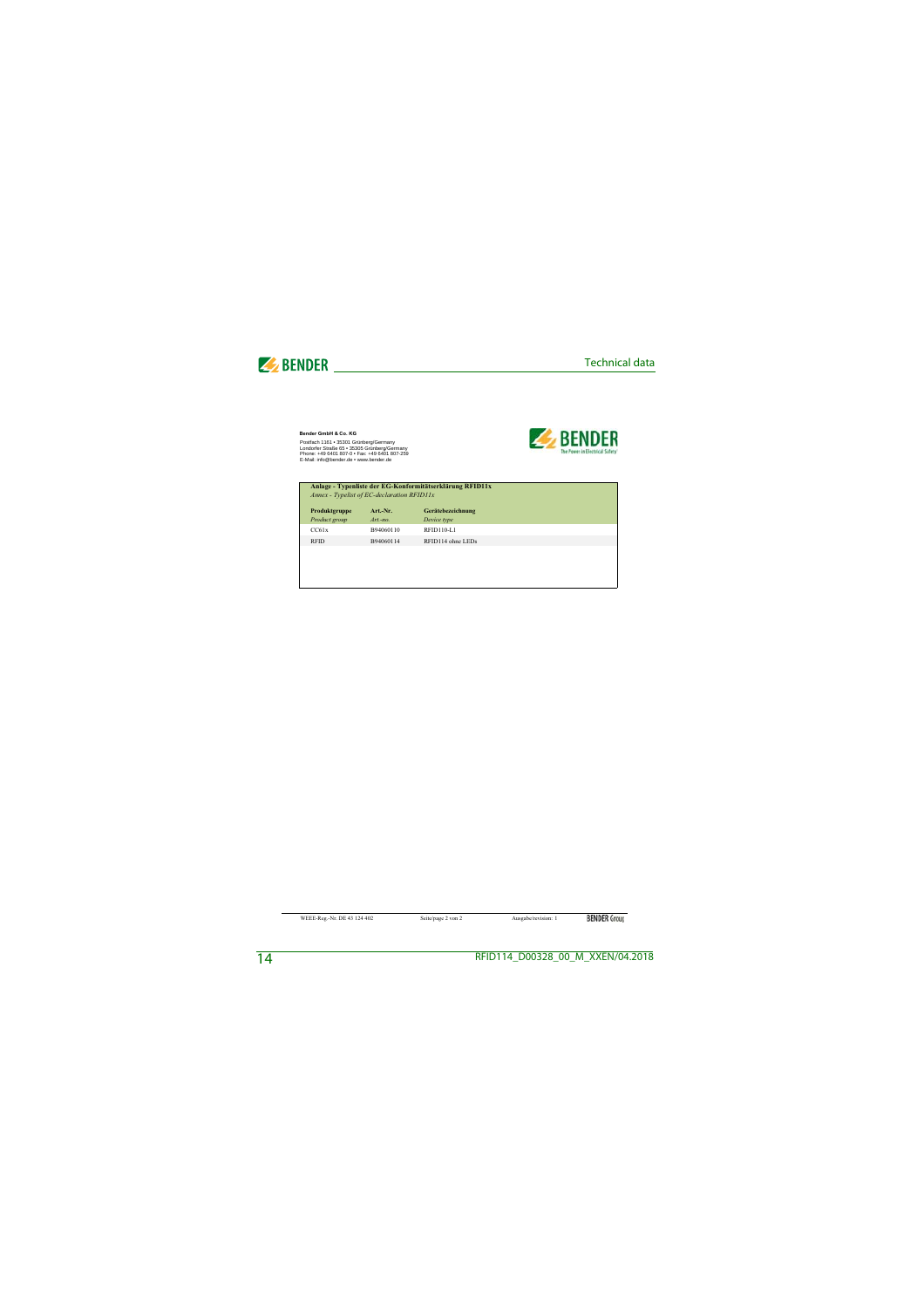**Bender GmbH & Co. KG**

Postfach 1161 • 35301 Grünberg/Germany
Londorfer Straße 65 • 35305 Grünberg/Germany
Phone: +49 6401 807-0 • Fax: +49 6401 807-259
E-Mail: info@bender.de • www.bender.de

**Anlage - Typenliste der EG-Konformitätserklärung RFID11x**
*Annex - Typelist of EC-declaration RFID11x*

| **Produktgruppe** *Product group* | **Art.-Nr.** *Art.-no.* | **Gerätebezeichnung** *Device type* |
|---|---|---|
| CC61x | B94060110 | RFID110-L1 |
| RFID | B94060114 | RFID114 ohne LEDs |

WEEE-Reg.-Nr. DE 43 124 402 Seite/page 2 von 2 Ausgabe/revision: 1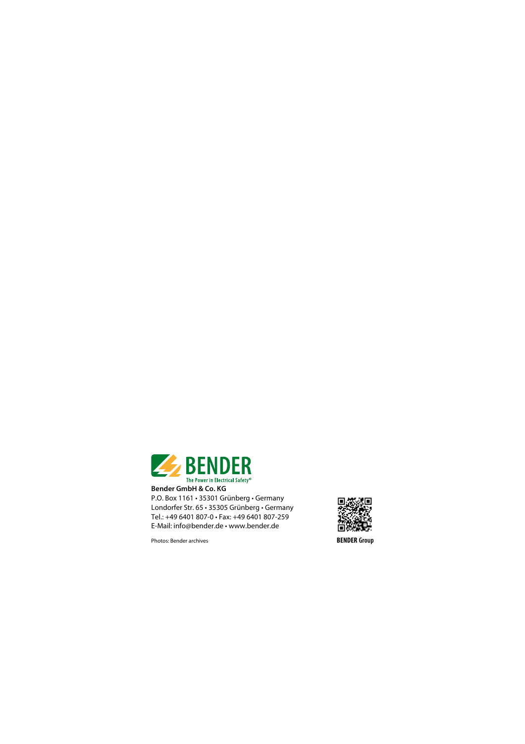BENDER
The Power in Electrical Safety®

**Bender GmbH & Co. KG**
P.O. Box 1161 • 35301 Grünberg • Germany
Londorfer Str. 65 • 35305 Grünberg • Germany
Tel.: +49 6401 807-0 • Fax: +49 6401 807-259
E-Mail: info@bender.de • www.bender.de

Photos: Bender archives

**BENDER Group**